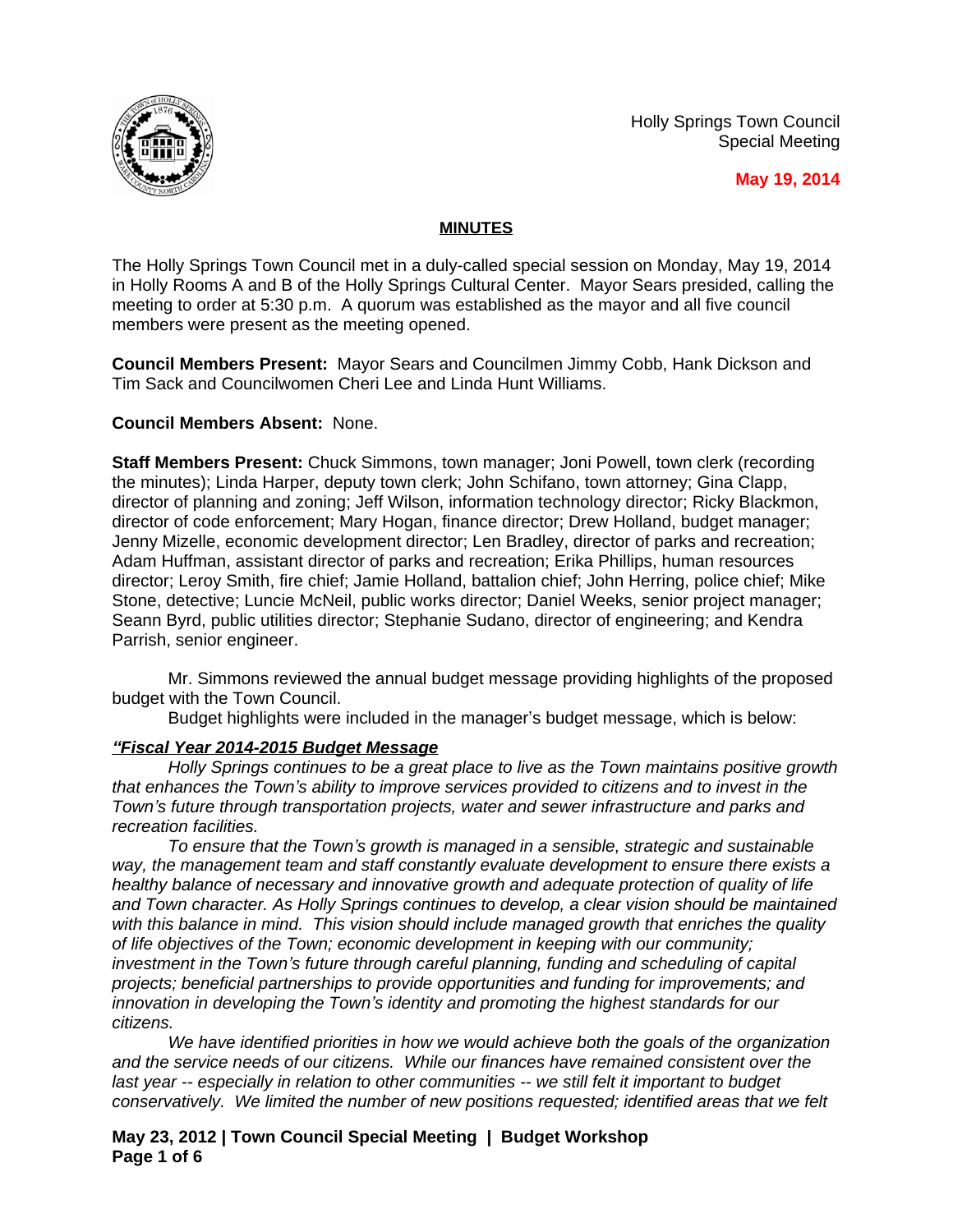Holly Springs Town Council
Special Meeting

**May 19, 2014**

## MINUTES

The Holly Springs Town Council met in a duly-called special session on Monday, May 19, 2014 in Holly Rooms A and B of the Holly Springs Cultural Center. Mayor Sears presided, calling the meeting to order at 5:30 p.m. A quorum was established as the mayor and all five council members were present as the meeting opened.

**Council Members Present:** Mayor Sears and Councilmen Jimmy Cobb, Hank Dickson and Tim Sack and Councilwomen Cheri Lee and Linda Hunt Williams.

**Council Members Absent:** None.

**Staff Members Present:** Chuck Simmons, town manager; Joni Powell, town clerk (recording the minutes); Linda Harper, deputy town clerk; John Schifano, town attorney; Gina Clapp, director of planning and zoning; Jeff Wilson, information technology director; Ricky Blackmon, director of code enforcement; Mary Hogan, finance director; Drew Holland, budget manager; Jenny Mizelle, economic development director; Len Bradley, director of parks and recreation; Adam Huffman, assistant director of parks and recreation; Erika Phillips, human resources director; Leroy Smith, fire chief; Jamie Holland, battalion chief; John Herring, police chief; Mike Stone, detective; Luncie McNeil, public works director; Daniel Weeks, senior project manager; Seann Byrd, public utilities director; Stephanie Sudano, director of engineering; and Kendra Parrish, senior engineer.

Mr. Simmons reviewed the annual budget message providing highlights of the proposed budget with the Town Council.

Budget highlights were included in the manager's budget message, which is below:

***"Fiscal Year 2014-2015 Budget Message***

*Holly Springs continues to be a great place to live as the Town maintains positive growth that enhances the Town's ability to improve services provided to citizens and to invest in the Town's future through transportation projects, water and sewer infrastructure and parks and recreation facilities.*

*To ensure that the Town's growth is managed in a sensible, strategic and sustainable way, the management team and staff constantly evaluate development to ensure there exists a healthy balance of necessary and innovative growth and adequate protection of quality of life and Town character. As Holly Springs continues to develop, a clear vision should be maintained with this balance in mind. This vision should include managed growth that enriches the quality of life objectives of the Town; economic development in keeping with our community; investment in the Town's future through careful planning, funding and scheduling of capital projects; beneficial partnerships to provide opportunities and funding for improvements; and innovation in developing the Town's identity and promoting the highest standards for our citizens.*

*We have identified priorities in how we would achieve both the goals of the organization and the service needs of our citizens. While our finances have remained consistent over the last year -- especially in relation to other communities -- we still felt it important to budget conservatively. We limited the number of new positions requested; identified areas that we felt*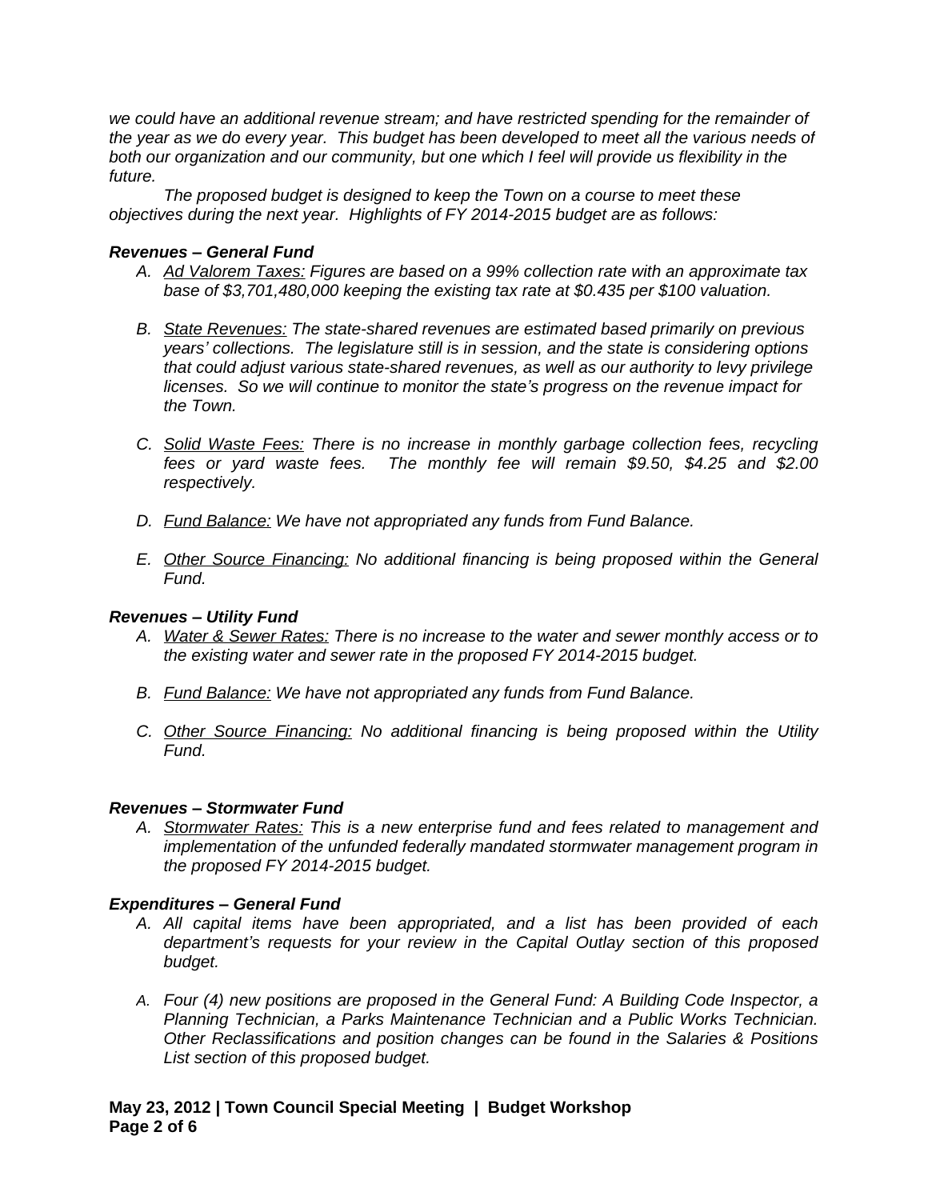*we could have an additional revenue stream; and have restricted spending for the remainder of the year as we do every year. This budget has been developed to meet all the various needs of both our organization and our community, but one which I feel will provide us flexibility in the future.*

*The proposed budget is designed to keep the Town on a course to meet these objectives during the next year. Highlights of FY 2014-2015 budget are as follows:*

***Revenues – General Fund***

A. *Ad Valorem Taxes: Figures are based on a 99% collection rate with an approximate tax base of $3,701,480,000 keeping the existing tax rate at $0.435 per $100 valuation.*

B. *State Revenues: The state-shared revenues are estimated based primarily on previous years' collections. The legislature still is in session, and the state is considering options that could adjust various state-shared revenues, as well as our authority to levy privilege licenses. So we will continue to monitor the state's progress on the revenue impact for the Town.*

C. *Solid Waste Fees: There is no increase in monthly garbage collection fees, recycling fees or yard waste fees. The monthly fee will remain $9.50, $4.25 and $2.00 respectively.*

D. *Fund Balance: We have not appropriated any funds from Fund Balance.*

E. *Other Source Financing: No additional financing is being proposed within the General Fund.*

***Revenues – Utility Fund***

A. *Water & Sewer Rates: There is no increase to the water and sewer monthly access or to the existing water and sewer rate in the proposed FY 2014-2015 budget.*

B. *Fund Balance: We have not appropriated any funds from Fund Balance.*

C. *Other Source Financing: No additional financing is being proposed within the Utility Fund.*

***Revenues – Stormwater Fund***

A. *Stormwater Rates: This is a new enterprise fund and fees related to management and implementation of the unfunded federally mandated stormwater management program in the proposed FY 2014-2015 budget.*

***Expenditures – General Fund***

A. *All capital items have been appropriated, and a list has been provided of each department's requests for your review in the Capital Outlay section of this proposed budget.*

A. *Four (4) new positions are proposed in the General Fund: A Building Code Inspector, a Planning Technician, a Parks Maintenance Technician and a Public Works Technician. Other Reclassifications and position changes can be found in the Salaries & Positions List section of this proposed budget.*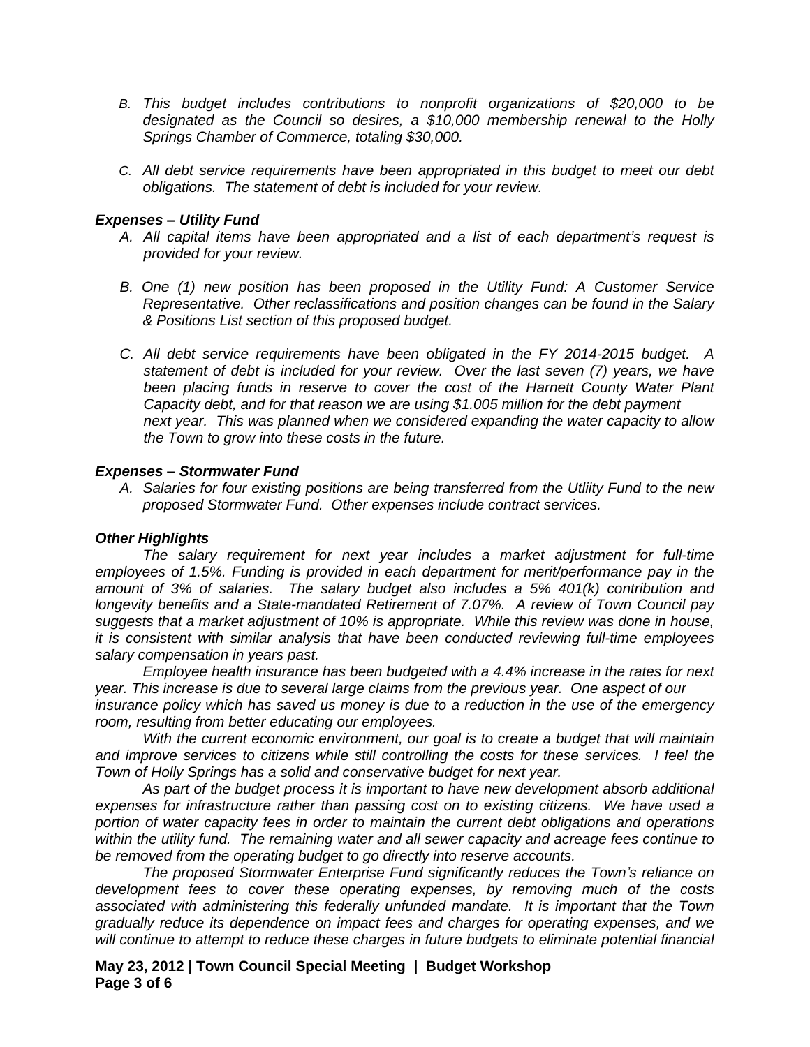*B. This budget includes contributions to nonprofit organizations of $20,000 to be designated as the Council so desires, a $10,000 membership renewal to the Holly Springs Chamber of Commerce, totaling $30,000.*

*C. All debt service requirements have been appropriated in this budget to meet our debt obligations. The statement of debt is included for your review.*

### *Expenses – Utility Fund*

*A. All capital items have been appropriated and a list of each department's request is provided for your review.*

*B. One (1) new position has been proposed in the Utility Fund: A Customer Service Representative. Other reclassifications and position changes can be found in the Salary & Positions List section of this proposed budget.*

*C. All debt service requirements have been obligated in the FY 2014-2015 budget. A statement of debt is included for your review. Over the last seven (7) years, we have been placing funds in reserve to cover the cost of the Harnett County Water Plant Capacity debt, and for that reason we are using $1.005 million for the debt payment next year. This was planned when we considered expanding the water capacity to allow the Town to grow into these costs in the future.*

### *Expenses – Stormwater Fund*

*A. Salaries for four existing positions are being transferred from the Utliity Fund to the new proposed Stormwater Fund. Other expenses include contract services.*

### *Other Highlights*

*The salary requirement for next year includes a market adjustment for full-time employees of 1.5%. Funding is provided in each department for merit/performance pay in the amount of 3% of salaries. The salary budget also includes a 5% 401(k) contribution and longevity benefits and a State-mandated Retirement of 7.07%. A review of Town Council pay suggests that a market adjustment of 10% is appropriate. While this review was done in house, it is consistent with similar analysis that have been conducted reviewing full-time employees salary compensation in years past.*

*Employee health insurance has been budgeted with a 4.4% increase in the rates for next year. This increase is due to several large claims from the previous year. One aspect of our insurance policy which has saved us money is due to a reduction in the use of the emergency room, resulting from better educating our employees.*

*With the current economic environment, our goal is to create a budget that will maintain and improve services to citizens while still controlling the costs for these services. I feel the Town of Holly Springs has a solid and conservative budget for next year.*

*As part of the budget process it is important to have new development absorb additional expenses for infrastructure rather than passing cost on to existing citizens. We have used a portion of water capacity fees in order to maintain the current debt obligations and operations within the utility fund. The remaining water and all sewer capacity and acreage fees continue to be removed from the operating budget to go directly into reserve accounts.*

*The proposed Stormwater Enterprise Fund significantly reduces the Town's reliance on development fees to cover these operating expenses, by removing much of the costs associated with administering this federally unfunded mandate. It is important that the Town gradually reduce its dependence on impact fees and charges for operating expenses, and we will continue to attempt to reduce these charges in future budgets to eliminate potential financial*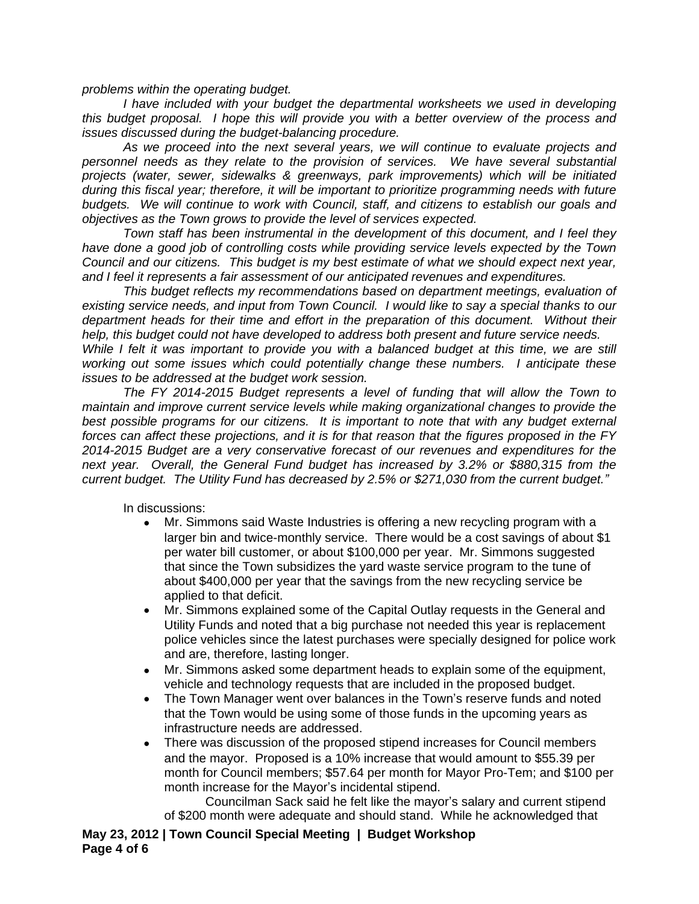*problems within the operating budget.*

*I have included with your budget the departmental worksheets we used in developing this budget proposal. I hope this will provide you with a better overview of the process and issues discussed during the budget-balancing procedure.*

*As we proceed into the next several years, we will continue to evaluate projects and personnel needs as they relate to the provision of services. We have several substantial projects (water, sewer, sidewalks & greenways, park improvements) which will be initiated during this fiscal year; therefore, it will be important to prioritize programming needs with future budgets. We will continue to work with Council, staff, and citizens to establish our goals and objectives as the Town grows to provide the level of services expected.*

*Town staff has been instrumental in the development of this document, and I feel they have done a good job of controlling costs while providing service levels expected by the Town Council and our citizens. This budget is my best estimate of what we should expect next year, and I feel it represents a fair assessment of our anticipated revenues and expenditures.*

*This budget reflects my recommendations based on department meetings, evaluation of existing service needs, and input from Town Council. I would like to say a special thanks to our department heads for their time and effort in the preparation of this document. Without their help, this budget could not have developed to address both present and future service needs.*

*While I felt it was important to provide you with a balanced budget at this time, we are still working out some issues which could potentially change these numbers. I anticipate these issues to be addressed at the budget work session.*

*The FY 2014-2015 Budget represents a level of funding that will allow the Town to maintain and improve current service levels while making organizational changes to provide the best possible programs for our citizens. It is important to note that with any budget external forces can affect these projections, and it is for that reason that the figures proposed in the FY 2014-2015 Budget are a very conservative forecast of our revenues and expenditures for the next year. Overall, the General Fund budget has increased by 3.2% or $880,315 from the current budget. The Utility Fund has decreased by 2.5% or $271,030 from the current budget."*

In discussions:

- Mr. Simmons said Waste Industries is offering a new recycling program with a larger bin and twice-monthly service. There would be a cost savings of about $1 per water bill customer, or about $100,000 per year. Mr. Simmons suggested that since the Town subsidizes the yard waste service program to the tune of about $400,000 per year that the savings from the new recycling service be applied to that deficit.
- Mr. Simmons explained some of the Capital Outlay requests in the General and Utility Funds and noted that a big purchase not needed this year is replacement police vehicles since the latest purchases were specially designed for police work and are, therefore, lasting longer.
- Mr. Simmons asked some department heads to explain some of the equipment, vehicle and technology requests that are included in the proposed budget.
- The Town Manager went over balances in the Town's reserve funds and noted that the Town would be using some of those funds in the upcoming years as infrastructure needs are addressed.
- There was discussion of the proposed stipend increases for Council members and the mayor. Proposed is a 10% increase that would amount to $55.39 per month for Council members; $57.64 per month for Mayor Pro-Tem; and $100 per month increase for the Mayor's incidental stipend.

  Councilman Sack said he felt like the mayor's salary and current stipend of $200 month were adequate and should stand. While he acknowledged that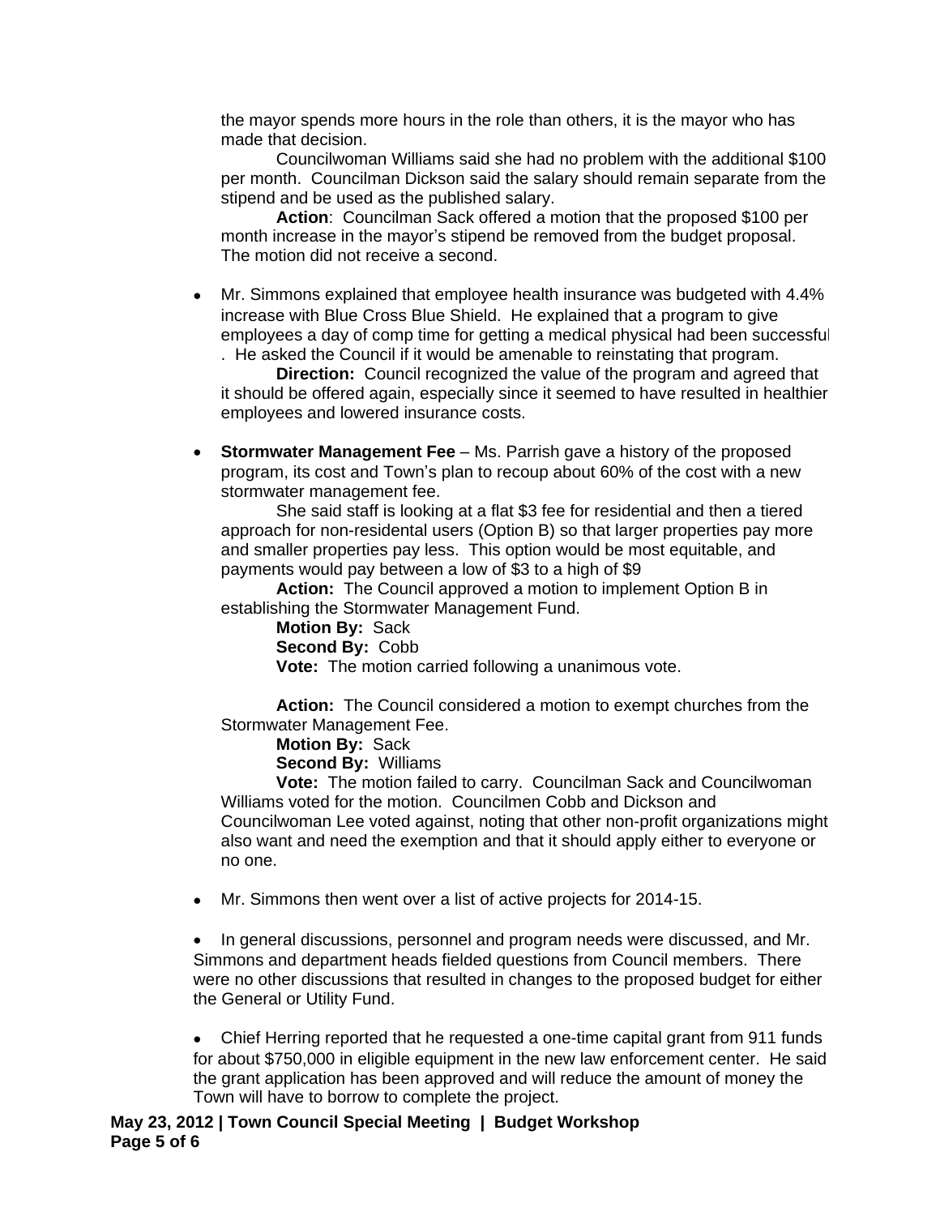the mayor spends more hours in the role than others, it is the mayor who has made that decision.

Councilwoman Williams said she had no problem with the additional $100 per month. Councilman Dickson said the salary should remain separate from the stipend and be used as the published salary.

**Action**: Councilman Sack offered a motion that the proposed $100 per month increase in the mayor's stipend be removed from the budget proposal. The motion did not receive a second.

- Mr. Simmons explained that employee health insurance was budgeted with 4.4% increase with Blue Cross Blue Shield. He explained that a program to give employees a day of comp time for getting a medical physical had been successful . He asked the Council if it would be amenable to reinstating that program.

  **Direction:** Council recognized the value of the program and agreed that it should be offered again, especially since it seemed to have resulted in healthier employees and lowered insurance costs.

- **Stormwater Management Fee** – Ms. Parrish gave a history of the proposed program, its cost and Town's plan to recoup about 60% of the cost with a new stormwater management fee.

  She said staff is looking at a flat $3 fee for residential and then a tiered approach for non-residental users (Option B) so that larger properties pay more and smaller properties pay less. This option would be most equitable, and payments would pay between a low of $3 to a high of $9

  **Action:** The Council approved a motion to implement Option B in establishing the Stormwater Management Fund.

  **Motion By:** Sack
  **Second By:** Cobb
  **Vote:** The motion carried following a unanimous vote.

  **Action:** The Council considered a motion to exempt churches from the Stormwater Management Fee.

  **Motion By:** Sack
  **Second By:** Williams
  **Vote:** The motion failed to carry. Councilman Sack and Councilwoman Williams voted for the motion. Councilmen Cobb and Dickson and Councilwoman Lee voted against, noting that other non-profit organizations might also want and need the exemption and that it should apply either to everyone or no one.

- Mr. Simmons then went over a list of active projects for 2014-15.

- In general discussions, personnel and program needs were discussed, and Mr. Simmons and department heads fielded questions from Council members. There were no other discussions that resulted in changes to the proposed budget for either the General or Utility Fund.

- Chief Herring reported that he requested a one-time capital grant from 911 funds for about $750,000 in eligible equipment in the new law enforcement center. He said the grant application has been approved and will reduce the amount of money the Town will have to borrow to complete the project.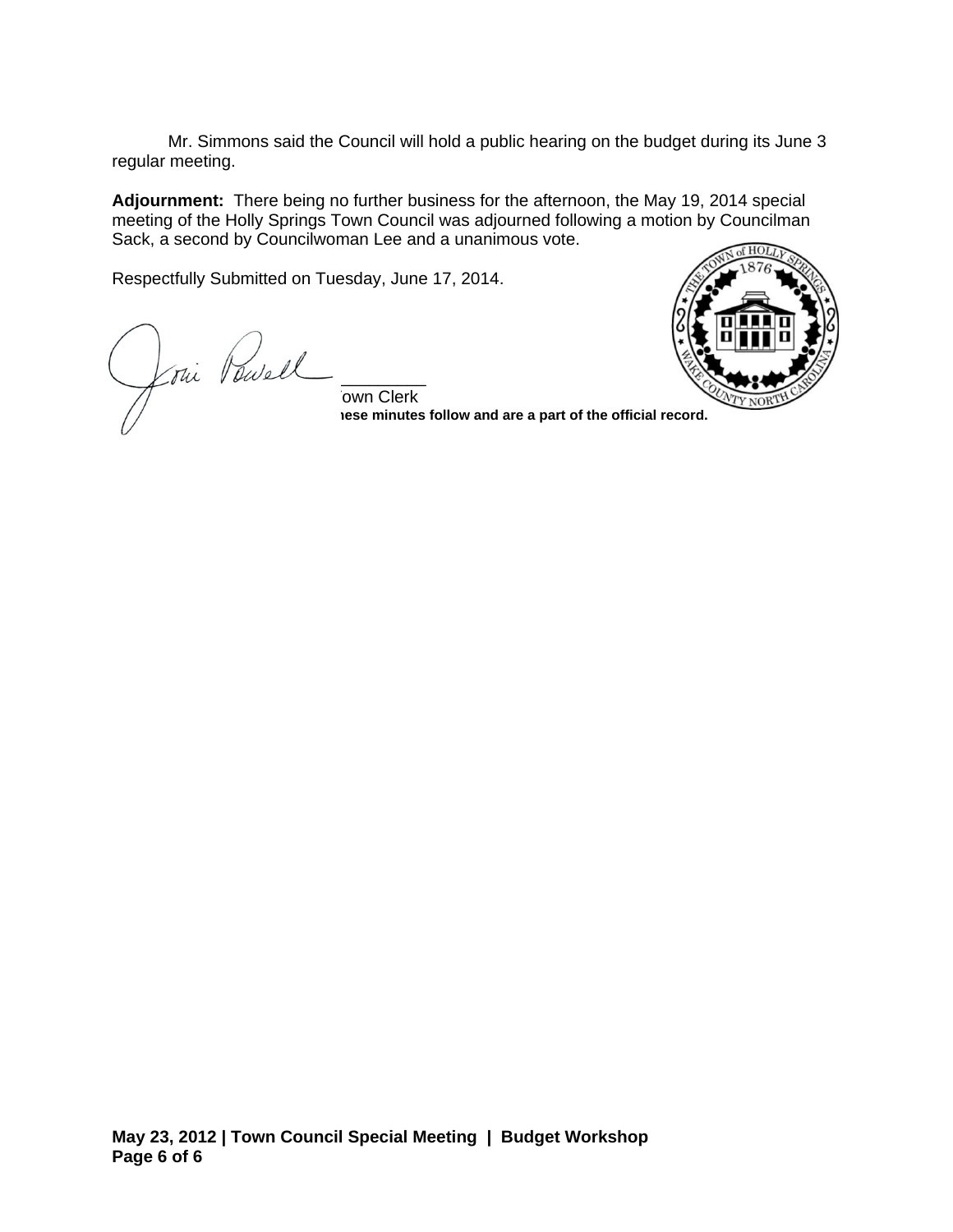Mr. Simmons said the Council will hold a public hearing on the budget during its June 3 regular meeting.

**Adjournment:** There being no further business for the afternoon, the May 19, 2014 special meeting of the Holly Springs Town Council was adjourned following a motion by Councilman Sack, a second by Councilwoman Lee and a unanimous vote.

Respectfully Submitted on Tuesday, June 17, 2014.

_________
own Clerk

**ese minutes follow and are a part of the official record.**